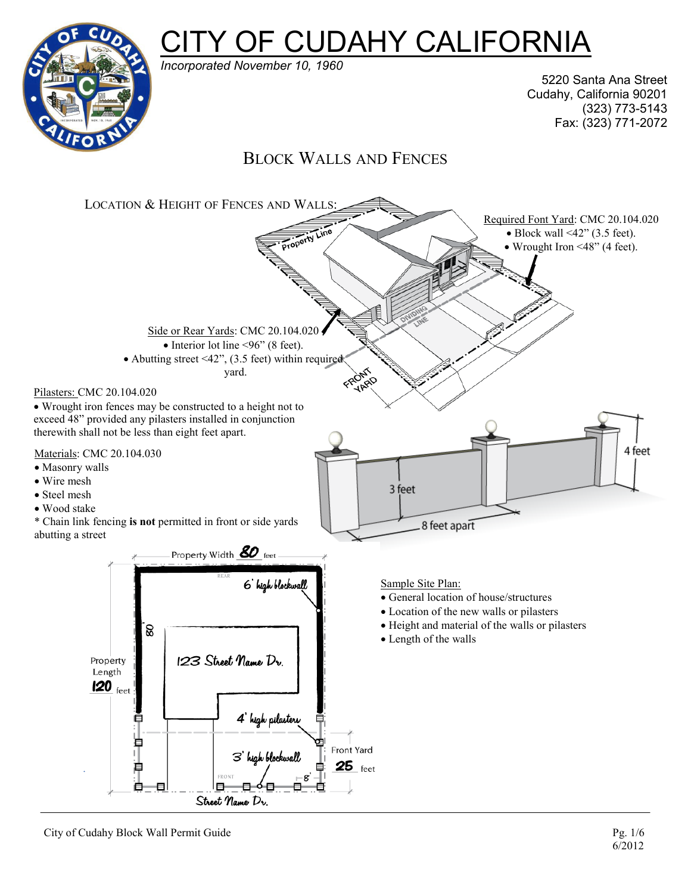# CITY OF CUDAHY CALIFORNIA

*Incorporated November 10, 1960*

5220 Santa Ana Street
Cudahy, California 90201
(323) 773-5143
Fax: (323) 771-2072

## Block Walls and Fences

### Location & Height of Fences and Walls:

Required Font Yard: CMC 20.104.020

- Block wall <42" (3.5 feet).
- Wrought Iron <48" (4 feet).

Side or Rear Yards: CMC 20.104.020

- Interior lot line <96" (8 feet).
- Abutting street <42", (3.5 feet) within required yard.

Pilasters: CMC 20.104.020

- Wrought iron fences may be constructed to a height not to exceed 48" provided any pilasters installed in conjunction therewith shall not be less than eight feet apart.

Materials: CMC 20.104.030

- Masonry walls
- Wire mesh
- Steel mesh
- Wood stake

\* Chain link fencing **is not** permitted in front or side yards abutting a street

Sample Site Plan:

- General location of house/structures
- Location of the new walls or pilasters
- Height and material of the walls or pilasters
- Length of the walls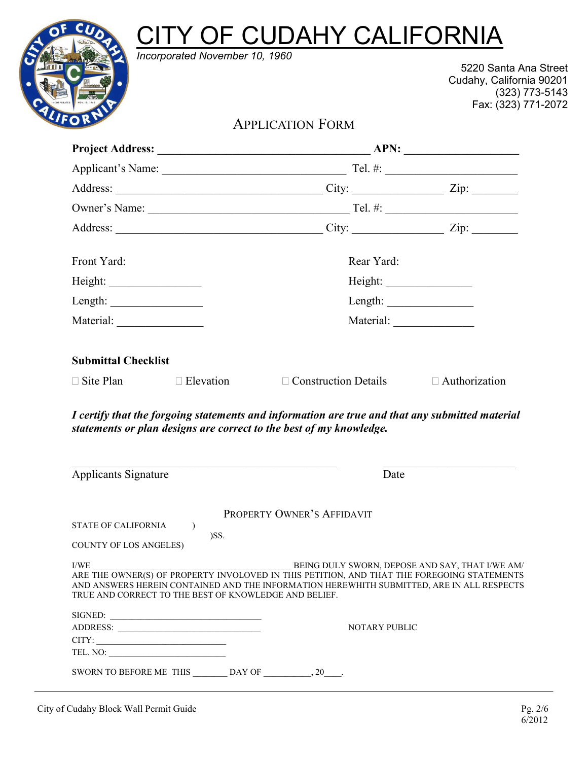# CITY OF CUDAHY CALIFORNIA

*Incorporated November 10, 1960*

5220 Santa Ana Street
Cudahy, California 90201
(323) 773-5143
Fax: (323) 771-2072

## APPLICATION FORM

**Project Address:** ______________________________________ **APN:** ____________________

Applicant's Name: _________________________________ Tel. #: ________________________

Address: _____________________________________ City: ________________ Zip: ________

Owner's Name: ____________________________________ Tel. #: ________________________

Address: _____________________________________ City: ________________ Zip: ________

| Front Yard: | Rear Yard: |
|---|---|
| Height: ________________ | Height: ________________ |
| Length: ________________ | Length: ________________ |
| Material: ________________ | Material: ________________ |

**Submittal Checklist**

☐ Site Plan ☐ Elevation ☐ Construction Details ☐ Authorization

***I certify that the forgoing statements and information are true and that any submitted material statements or plan designs are correct to the best of my knowledge.***

______________________________________________ ________________________

Applicants Signature Date

### PROPERTY OWNER'S AFFIDAVIT

STATE OF CALIFORNIA )
)SS.
COUNTY OF LOS ANGELES)

I/WE ____________________________________________ BEING DULY SWORN, DEPOSE AND SAY, THAT I/WE AM/ ARE THE OWNER(S) OF PROPERTY INVOLOVED IN THIS PETITION, AND THAT THE FOREGOING STATEMENTS AND ANSWERS HEREIN CONTAINED AND THE INFORMATION HEREWITH SUBMITTED, ARE IN ALL RESPECTS TRUE AND CORRECT TO THE BEST OF KNOWLEDGE AND BELIEF.

SIGNED: _________________________________

ADDRESS: _______________________________ NOTARY PUBLIC

CITY: ___________________________

TEL. NO: _________________________

SWORN TO BEFORE ME THIS ________ DAY OF ___________, 20____.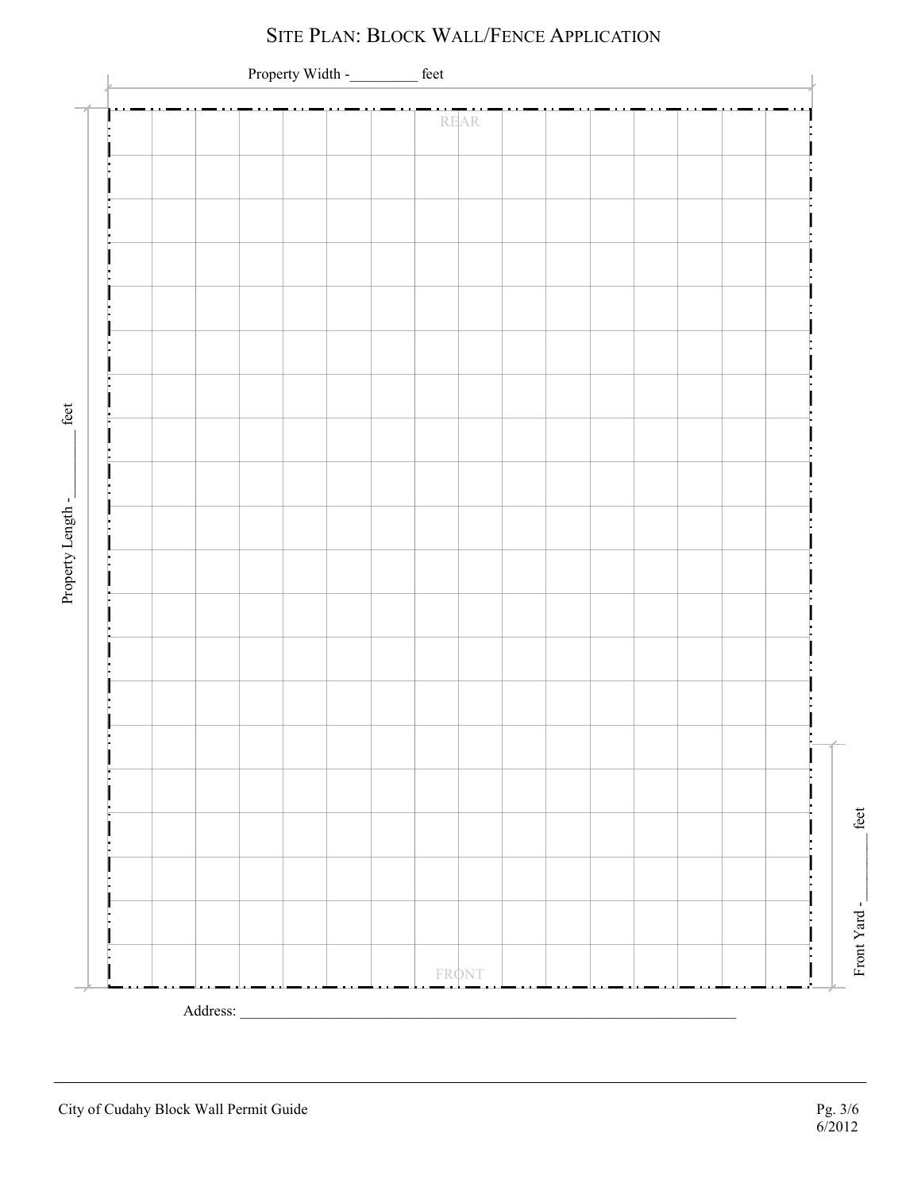# Site Plan: Block Wall/Fence Application

Property Width -_________ feet

REAR

Property Length - _________ feet

Front Yard - _________ feet

FRONT

Address: ___________________________________________________________________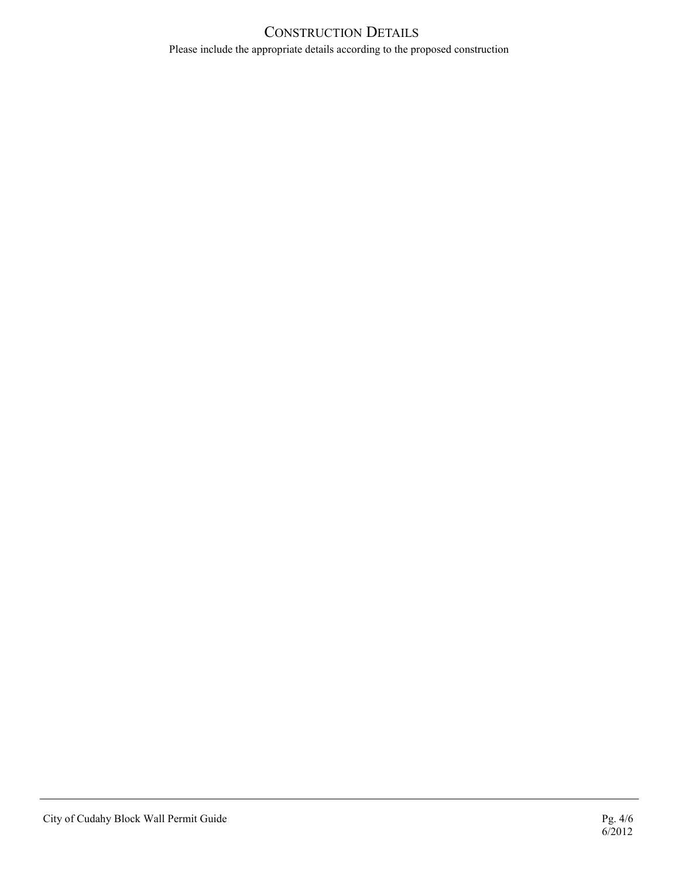# Construction Details

Please include the appropriate details according to the proposed construction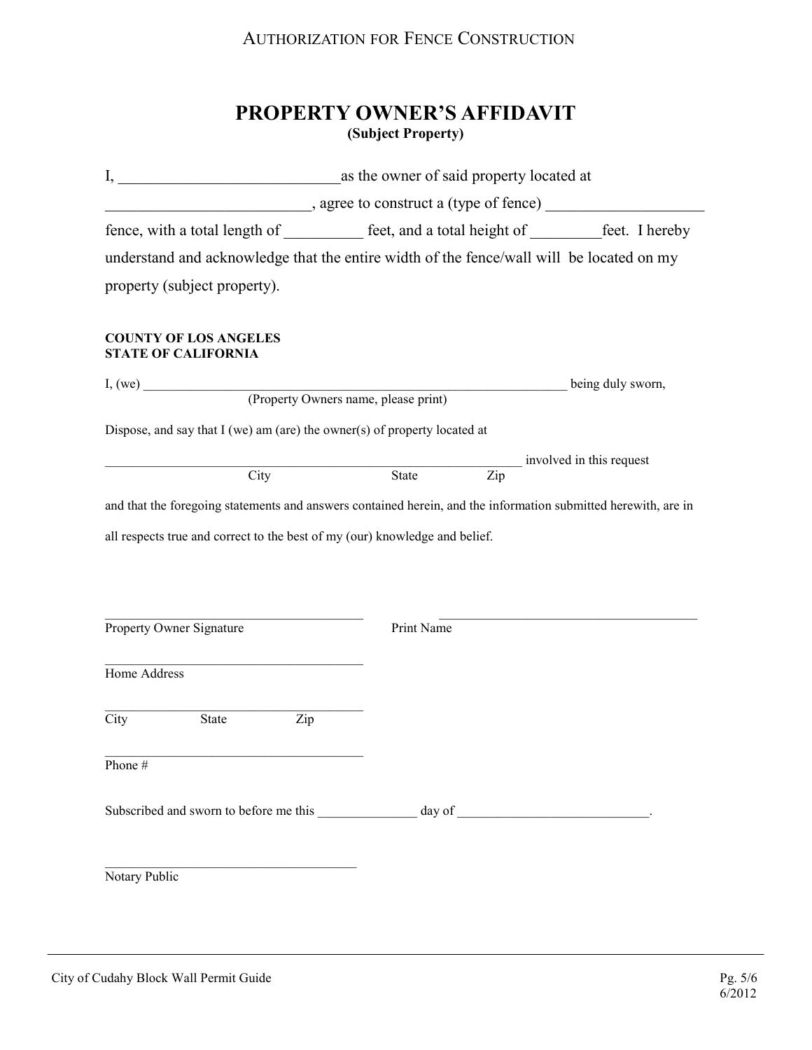AUTHORIZATION FOR FENCE CONSTRUCTION

# PROPERTY OWNER'S AFFIDAVIT

**(Subject Property)**

I, ____________________________as the owner of said property located at __________________________, agree to construct a (type of fence) ____________________ fence, with a total length of __________ feet, and a total height of _________feet. I hereby understand and acknowledge that the entire width of the fence/wall will be located on my property (subject property).

**COUNTY OF LOS ANGELES**
**STATE OF CALIFORNIA**

I, (we) ____________________________________________________________________ being duly sworn,
(Property Owners name, please print)

Dispose, and say that I (we) am (are) the owner(s) of property located at

_________________________________________________________________ involved in this request
City State Zip

and that the foregoing statements and answers contained herein, and the information submitted herewith, are in all respects true and correct to the best of my (our) knowledge and belief.

______________________________________ ______________________________________
Property Owner Signature Print Name

______________________________________
Home Address

______________________________________
City State Zip

______________________________________
Phone #

Subscribed and sworn to before me this _______________ day of _____________________________.

______________________________________
Notary Public

City of Cudahy Block Wall Permit Guide 6/2012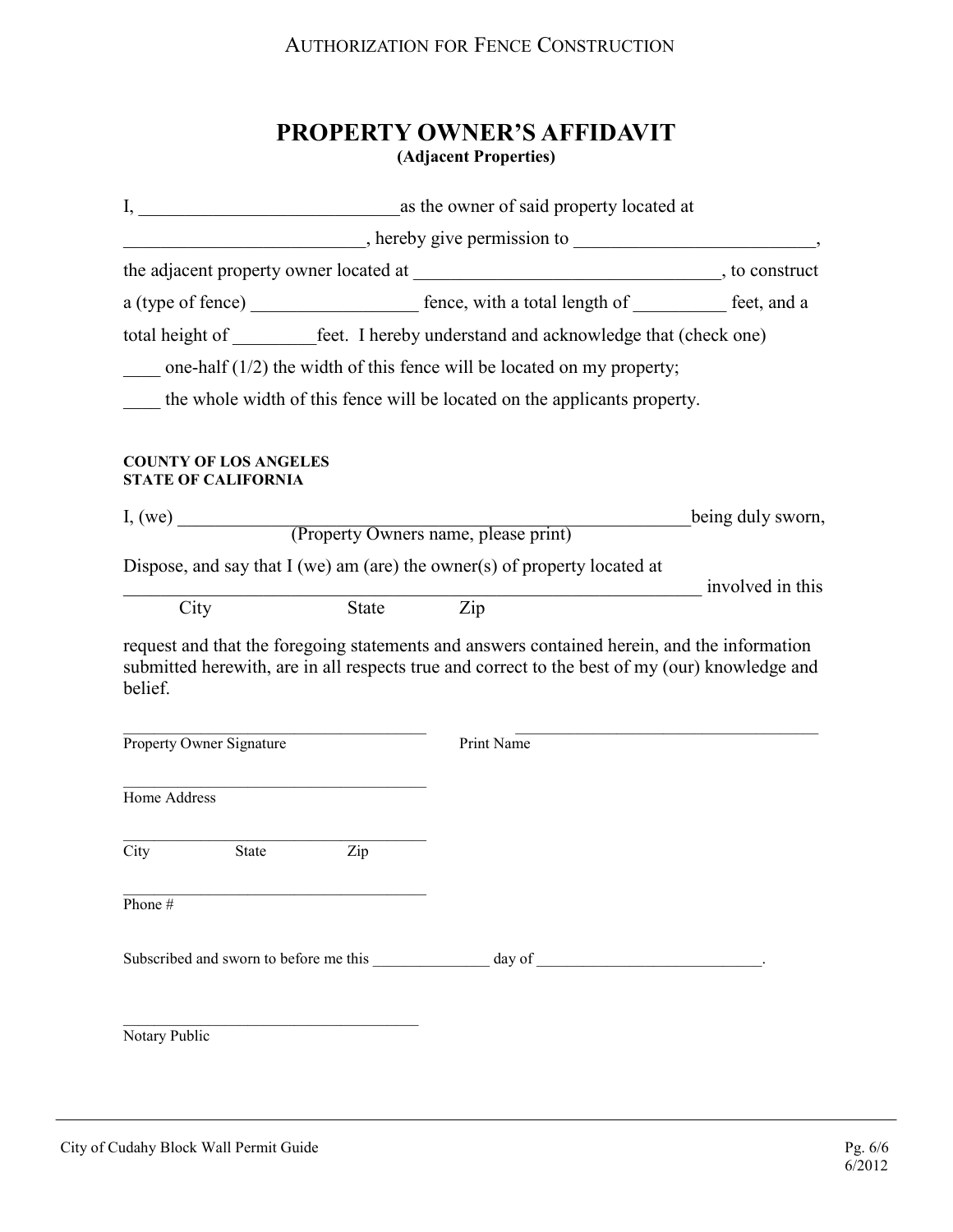AUTHORIZATION FOR FENCE CONSTRUCTION

# PROPERTY OWNER'S AFFIDAVIT

**(Adjacent Properties)**

I, ____________________________as the owner of said property located at __________________________, hereby give permission to __________________________, the adjacent property owner located at _________________________________, to construct a (type of fence) __________________ fence, with a total length of __________ feet, and a total height of _________feet. I hereby understand and acknowledge that (check one)

____ one-half (1/2) the width of this fence will be located on my property;

____ the whole width of this fence will be located on the applicants property.

**COUNTY OF LOS ANGELES**
**STATE OF CALIFORNIA**

I, (we) _________________________________________________________being duly sworn,
(Property Owners name, please print)

Dispose, and say that I (we) am (are) the owner(s) of property located at
_________________________________________________________________ involved in this
City State Zip

request and that the foregoing statements and answers contained herein, and the information submitted herewith, are in all respects true and correct to the best of my (our) knowledge and belief.

_____________________________________ _____________________________________
Property Owner Signature Print Name

_____________________________________
Home Address

_____________________________________
City State Zip

_____________________________________
Phone #

Subscribed and sworn to before me this _______________ day of ____________________________.

_____________________________________
Notary Public

City of Cudahy Block Wall Permit Guide
6/2012